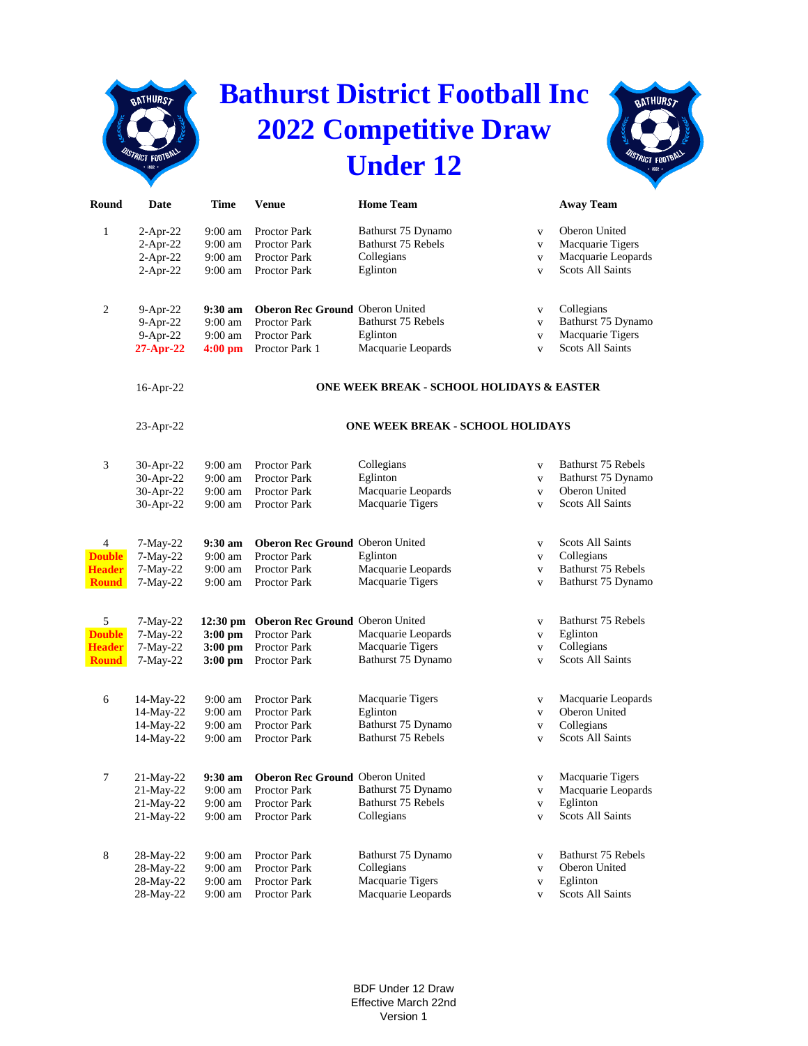# Bathurst District Football Inc
# 2022 Competitive Draw
# Under 12

| Round | Date | Time | Venue | Home Team | | Away Team |
|---|---|---|---|---|---|---|
| 1 | 2-Apr-22 | 9:00 am | Proctor Park | Bathurst 75 Dynamo | v | Oberon United |
| | 2-Apr-22 | 9:00 am | Proctor Park | Bathurst 75 Rebels | v | Macquarie Tigers |
| | 2-Apr-22 | 9:00 am | Proctor Park | Collegians | v | Macquarie Leopards |
| | 2-Apr-22 | 9:00 am | Proctor Park | Eglinton | v | Scots All Saints |
| 2 | 9-Apr-22 | **9:30 am** | **Oberon Rec Ground** | Oberon United | v | Collegians |
| | 9-Apr-22 | 9:00 am | Proctor Park | Bathurst 75 Rebels | v | Bathurst 75 Dynamo |
| | 9-Apr-22 | 9:00 am | Proctor Park | Eglinton | v | Macquarie Tigers |
| | **27-Apr-22** | **4:00 pm** | Proctor Park 1 | Macquarie Leopards | v | Scots All Saints |
| | 16-Apr-22 | | **ONE WEEK BREAK - SCHOOL HOLIDAYS & EASTER** | | | |
| | 23-Apr-22 | | **ONE WEEK BREAK - SCHOOL HOLIDAYS** | | | |
| 3 | 30-Apr-22 | 9:00 am | Proctor Park | Collegians | v | Bathurst 75 Rebels |
| | 30-Apr-22 | 9:00 am | Proctor Park | Eglinton | v | Bathurst 75 Dynamo |
| | 30-Apr-22 | 9:00 am | Proctor Park | Macquarie Leopards | v | Oberon United |
| | 30-Apr-22 | 9:00 am | Proctor Park | Macquarie Tigers | v | Scots All Saints |
| 4 **Double Header Round** | 7-May-22 | **9:30 am** | **Oberon Rec Ground** | Oberon United | v | Scots All Saints |
| | 7-May-22 | 9:00 am | Proctor Park | Eglinton | v | Collegians |
| | 7-May-22 | 9:00 am | Proctor Park | Macquarie Leopards | v | Bathurst 75 Rebels |
| | 7-May-22 | 9:00 am | Proctor Park | Macquarie Tigers | v | Bathurst 75 Dynamo |
| 5 **Double Header Round** | 7-May-22 | **12:30 pm** | **Oberon Rec Ground** | Oberon United | v | Bathurst 75 Rebels |
| | 7-May-22 | **3:00 pm** | Proctor Park | Macquarie Leopards | v | Eglinton |
| | 7-May-22 | **3:00 pm** | Proctor Park | Macquarie Tigers | v | Collegians |
| | 7-May-22 | **3:00 pm** | Proctor Park | Bathurst 75 Dynamo | v | Scots All Saints |
| 6 | 14-May-22 | 9:00 am | Proctor Park | Macquarie Tigers | v | Macquarie Leopards |
| | 14-May-22 | 9:00 am | Proctor Park | Eglinton | v | Oberon United |
| | 14-May-22 | 9:00 am | Proctor Park | Bathurst 75 Dynamo | v | Collegians |
| | 14-May-22 | 9:00 am | Proctor Park | Bathurst 75 Rebels | v | Scots All Saints |
| 7 | 21-May-22 | **9:30 am** | **Oberon Rec Ground** | Oberon United | v | Macquarie Tigers |
| | 21-May-22 | 9:00 am | Proctor Park | Bathurst 75 Dynamo | v | Macquarie Leopards |
| | 21-May-22 | 9:00 am | Proctor Park | Bathurst 75 Rebels | v | Eglinton |
| | 21-May-22 | 9:00 am | Proctor Park | Collegians | v | Scots All Saints |
| 8 | 28-May-22 | 9:00 am | Proctor Park | Bathurst 75 Dynamo | v | Bathurst 75 Rebels |
| | 28-May-22 | 9:00 am | Proctor Park | Collegians | v | Oberon United |
| | 28-May-22 | 9:00 am | Proctor Park | Macquarie Tigers | v | Eglinton |
| | 28-May-22 | 9:00 am | Proctor Park | Macquarie Leopards | v | Scots All Saints |

BDF Under 12 Draw
Effective March 22nd
Version 1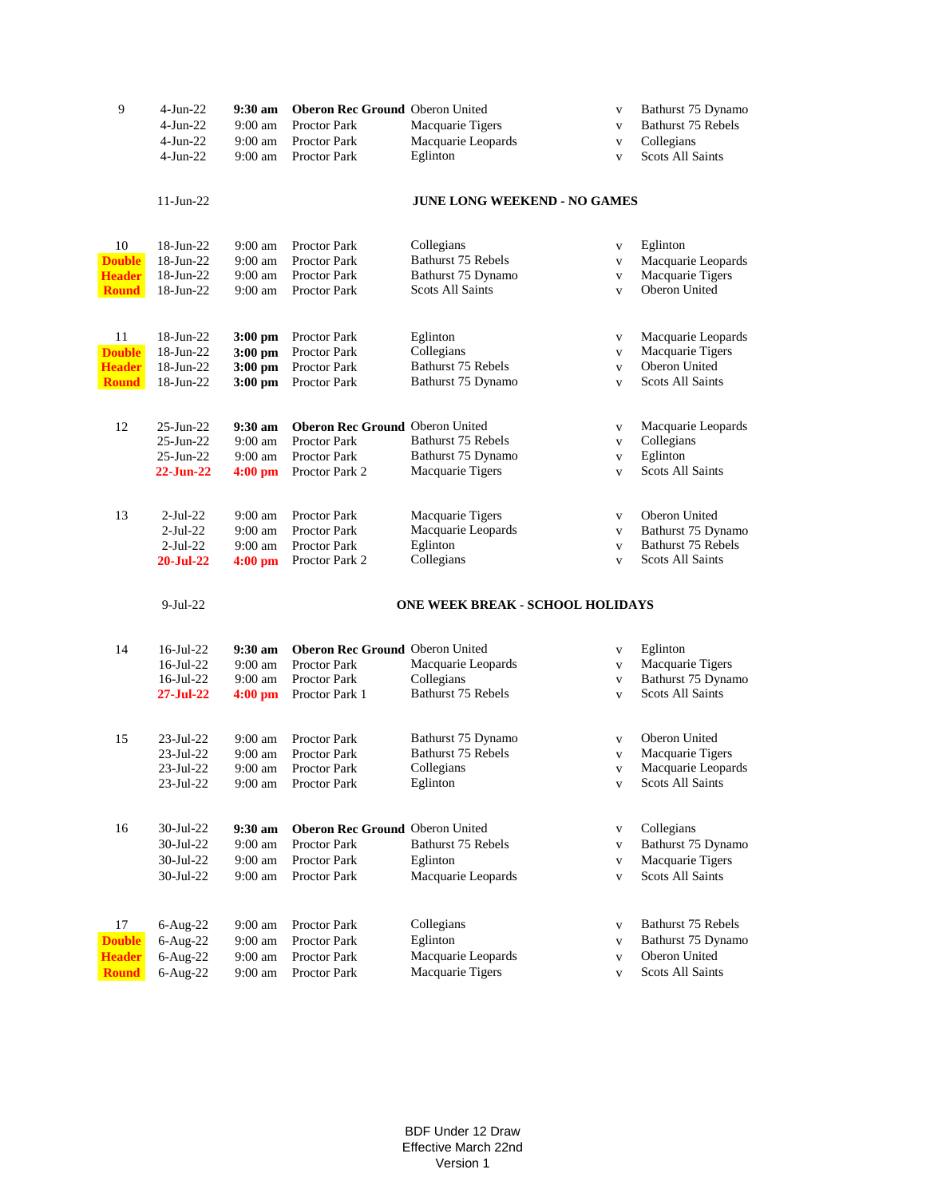| Round | Date | Time | Venue | Home | | Away |
|---|---|---|---|---|---|---|
| 9 | 4-Jun-22 | **9:30 am** | **Oberon Rec Ground** | Oberon United | v | Bathurst 75 Dynamo |
| | 4-Jun-22 | 9:00 am | Proctor Park | Macquarie Tigers | v | Bathurst 75 Rebels |
| | 4-Jun-22 | 9:00 am | Proctor Park | Macquarie Leopards | v | Collegians |
| | 4-Jun-22 | 9:00 am | Proctor Park | Eglinton | v | Scots All Saints |
| | 11-Jun-22 | | | **JUNE LONG WEEKEND - NO GAMES** | | |
| 10 | 18-Jun-22 | 9:00 am | Proctor Park | Collegians | v | Eglinton |
| **Double** | 18-Jun-22 | 9:00 am | Proctor Park | Bathurst 75 Rebels | v | Macquarie Leopards |
| **Header** | 18-Jun-22 | 9:00 am | Proctor Park | Bathurst 75 Dynamo | v | Macquarie Tigers |
| **Round** | 18-Jun-22 | 9:00 am | Proctor Park | Scots All Saints | v | Oberon United |
| 11 | 18-Jun-22 | **3:00 pm** | Proctor Park | Eglinton | v | Macquarie Leopards |
| **Double** | 18-Jun-22 | **3:00 pm** | Proctor Park | Collegians | v | Macquarie Tigers |
| **Header** | 18-Jun-22 | **3:00 pm** | Proctor Park | Bathurst 75 Rebels | v | Oberon United |
| **Round** | 18-Jun-22 | **3:00 pm** | Proctor Park | Bathurst 75 Dynamo | v | Scots All Saints |
| 12 | 25-Jun-22 | **9:30 am** | **Oberon Rec Ground** | Oberon United | v | Macquarie Leopards |
| | 25-Jun-22 | 9:00 am | Proctor Park | Bathurst 75 Rebels | v | Collegians |
| | 25-Jun-22 | 9:00 am | Proctor Park | Bathurst 75 Dynamo | v | Eglinton |
| | **22-Jun-22** | **4:00 pm** | Proctor Park 2 | Macquarie Tigers | v | Scots All Saints |
| 13 | 2-Jul-22 | 9:00 am | Proctor Park | Macquarie Tigers | v | Oberon United |
| | 2-Jul-22 | 9:00 am | Proctor Park | Macquarie Leopards | v | Bathurst 75 Dynamo |
| | 2-Jul-22 | 9:00 am | Proctor Park | Eglinton | v | Bathurst 75 Rebels |
| | **20-Jul-22** | **4:00 pm** | Proctor Park 2 | Collegians | v | Scots All Saints |
| | 9-Jul-22 | | | **ONE WEEK BREAK - SCHOOL HOLIDAYS** | | |
| 14 | 16-Jul-22 | **9:30 am** | **Oberon Rec Ground** | Oberon United | v | Eglinton |
| | 16-Jul-22 | 9:00 am | Proctor Park | Macquarie Leopards | v | Macquarie Tigers |
| | 16-Jul-22 | 9:00 am | Proctor Park | Collegians | v | Bathurst 75 Dynamo |
| | **27-Jul-22** | **4:00 pm** | Proctor Park 1 | Bathurst 75 Rebels | v | Scots All Saints |
| 15 | 23-Jul-22 | 9:00 am | Proctor Park | Bathurst 75 Dynamo | v | Oberon United |
| | 23-Jul-22 | 9:00 am | Proctor Park | Bathurst 75 Rebels | v | Macquarie Tigers |
| | 23-Jul-22 | 9:00 am | Proctor Park | Collegians | v | Macquarie Leopards |
| | 23-Jul-22 | 9:00 am | Proctor Park | Eglinton | v | Scots All Saints |
| 16 | 30-Jul-22 | **9:30 am** | **Oberon Rec Ground** | Oberon United | v | Collegians |
| | 30-Jul-22 | 9:00 am | Proctor Park | Bathurst 75 Rebels | v | Bathurst 75 Dynamo |
| | 30-Jul-22 | 9:00 am | Proctor Park | Eglinton | v | Macquarie Tigers |
| | 30-Jul-22 | 9:00 am | Proctor Park | Macquarie Leopards | v | Scots All Saints |
| 17 | 6-Aug-22 | 9:00 am | Proctor Park | Collegians | v | Bathurst 75 Rebels |
| **Double** | 6-Aug-22 | 9:00 am | Proctor Park | Eglinton | v | Bathurst 75 Dynamo |
| **Header** | 6-Aug-22 | 9:00 am | Proctor Park | Macquarie Leopards | v | Oberon United |
| **Round** | 6-Aug-22 | 9:00 am | Proctor Park | Macquarie Tigers | v | Scots All Saints |

BDF Under 12 Draw
Effective March 22nd
Version 1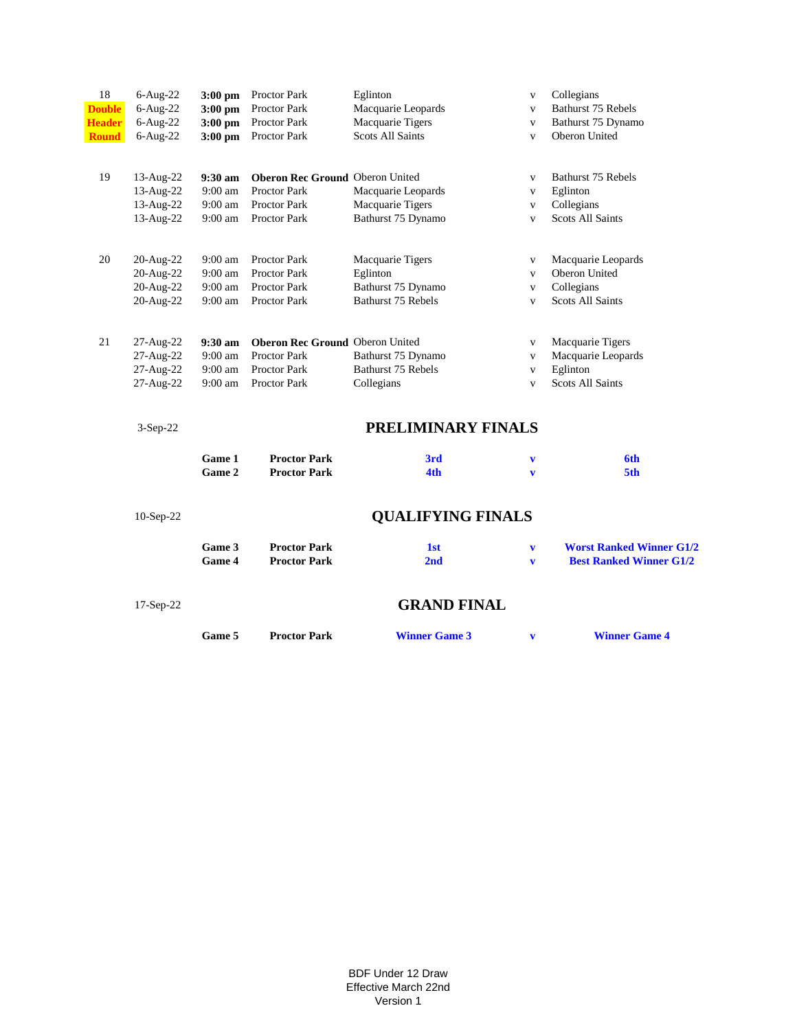| | | | | | | |
|---|---|---|---|---|---|---|
| 18 | 6-Aug-22 | **3:00 pm** | Proctor Park | Eglinton | v | Collegians |
| **Double** | 6-Aug-22 | **3:00 pm** | Proctor Park | Macquarie Leopards | v | Bathurst 75 Rebels |
| **Header** | 6-Aug-22 | **3:00 pm** | Proctor Park | Macquarie Tigers | v | Bathurst 75 Dynamo |
| **Round** | 6-Aug-22 | **3:00 pm** | Proctor Park | Scots All Saints | v | Oberon United |
| 19 | 13-Aug-22 | **9:30 am** | **Oberon Rec Ground** | Oberon United | v | Bathurst 75 Rebels |
| | 13-Aug-22 | 9:00 am | Proctor Park | Macquarie Leopards | v | Eglinton |
| | 13-Aug-22 | 9:00 am | Proctor Park | Macquarie Tigers | v | Collegians |
| | 13-Aug-22 | 9:00 am | Proctor Park | Bathurst 75 Dynamo | v | Scots All Saints |
| 20 | 20-Aug-22 | 9:00 am | Proctor Park | Macquarie Tigers | v | Macquarie Leopards |
| | 20-Aug-22 | 9:00 am | Proctor Park | Eglinton | v | Oberon United |
| | 20-Aug-22 | 9:00 am | Proctor Park | Bathurst 75 Dynamo | v | Collegians |
| | 20-Aug-22 | 9:00 am | Proctor Park | Bathurst 75 Rebels | v | Scots All Saints |
| 21 | 27-Aug-22 | **9:30 am** | **Oberon Rec Ground** | Oberon United | v | Macquarie Tigers |
| | 27-Aug-22 | 9:00 am | Proctor Park | Bathurst 75 Dynamo | v | Macquarie Leopards |
| | 27-Aug-22 | 9:00 am | Proctor Park | Bathurst 75 Rebels | v | Eglinton |
| | 27-Aug-22 | 9:00 am | Proctor Park | Collegians | v | Scots All Saints |

3-Sep-22

## PRELIMINARY FINALS

| | | | | |
|---|---|---|---|---|
| **Game 1** | **Proctor Park** | **3rd** | **v** | **6th** |
| **Game 2** | **Proctor Park** | **4th** | **v** | **5th** |

10-Sep-22

## QUALIFYING FINALS

| | | | | |
|---|---|---|---|---|
| **Game 3** | **Proctor Park** | **1st** | **v** | **Worst Ranked Winner G1/2** |
| **Game 4** | **Proctor Park** | **2nd** | **v** | **Best Ranked Winner G1/2** |

17-Sep-22

## GRAND FINAL

| | | | | |
|---|---|---|---|---|
| **Game 5** | **Proctor Park** | **Winner Game 3** | **v** | **Winner Game 4** |

BDF Under 12 Draw
Effective March 22nd
Version 1